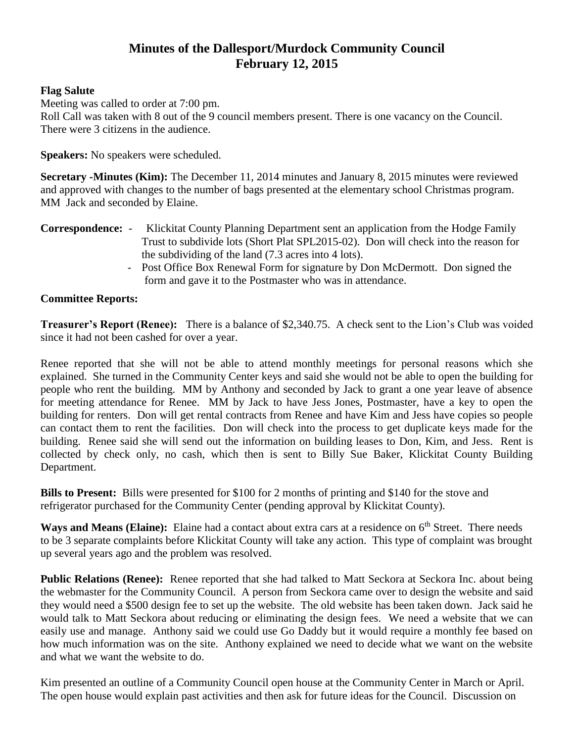# Minutes of the Dallesport/Murdock Community Council
# February 12, 2015

**Flag Salute**

Meeting was called to order at 7:00 pm.
Roll Call was taken with 8 out of the 9 council members present. There is one vacancy on the Council. There were 3 citizens in the audience.

**Speakers:** No speakers were scheduled.

**Secretary -Minutes (Kim):** The December 11, 2014 minutes and January 8, 2015 minutes were reviewed and approved with changes to the number of bags presented at the elementary school Christmas program. MM Jack and seconded by Elaine.

**Correspondence:**
- Klickitat County Planning Department sent an application from the Hodge Family Trust to subdivide lots (Short Plat SPL2015-02). Don will check into the reason for the subdividing of the land (7.3 acres into 4 lots).
- Post Office Box Renewal Form for signature by Don McDermott. Don signed the form and gave it to the Postmaster who was in attendance.

**Committee Reports:**

**Treasurer's Report (Renee):** There is a balance of $2,340.75. A check sent to the Lion's Club was voided since it had not been cashed for over a year.

Renee reported that she will not be able to attend monthly meetings for personal reasons which she explained. She turned in the Community Center keys and said she would not be able to open the building for people who rent the building. MM by Anthony and seconded by Jack to grant a one year leave of absence for meeting attendance for Renee. MM by Jack to have Jess Jones, Postmaster, have a key to open the building for renters. Don will get rental contracts from Renee and have Kim and Jess have copies so people can contact them to rent the facilities. Don will check into the process to get duplicate keys made for the building. Renee said she will send out the information on building leases to Don, Kim, and Jess. Rent is collected by check only, no cash, which then is sent to Billy Sue Baker, Klickitat County Building Department.

**Bills to Present:** Bills were presented for $100 for 2 months of printing and $140 for the stove and refrigerator purchased for the Community Center (pending approval by Klickitat County).

**Ways and Means (Elaine):** Elaine had a contact about extra cars at a residence on 6th Street. There needs to be 3 separate complaints before Klickitat County will take any action. This type of complaint was brought up several years ago and the problem was resolved.

**Public Relations (Renee):** Renee reported that she had talked to Matt Seckora at Seckora Inc. about being the webmaster for the Community Council. A person from Seckora came over to design the website and said they would need a $500 design fee to set up the website. The old website has been taken down. Jack said he would talk to Matt Seckora about reducing or eliminating the design fees. We need a website that we can easily use and manage. Anthony said we could use Go Daddy but it would require a monthly fee based on how much information was on the site. Anthony explained we need to decide what we want on the website and what we want the website to do.

Kim presented an outline of a Community Council open house at the Community Center in March or April. The open house would explain past activities and then ask for future ideas for the Council. Discussion on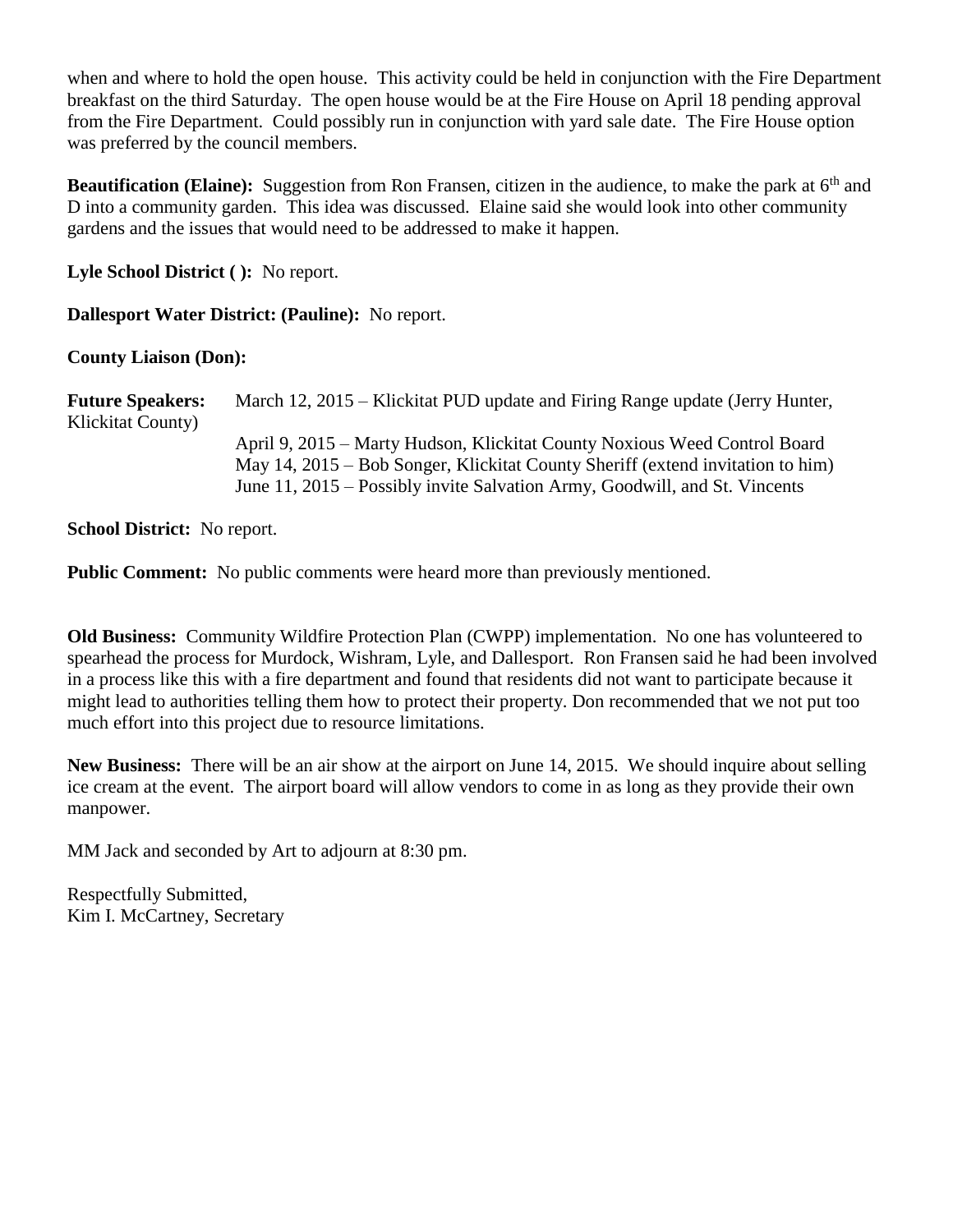when and where to hold the open house. This activity could be held in conjunction with the Fire Department breakfast on the third Saturday. The open house would be at the Fire House on April 18 pending approval from the Fire Department. Could possibly run in conjunction with yard sale date. The Fire House option was preferred by the council members.

**Beautification (Elaine):** Suggestion from Ron Fransen, citizen in the audience, to make the park at 6th and D into a community garden. This idea was discussed. Elaine said she would look into other community gardens and the issues that would need to be addressed to make it happen.

**Lyle School District ( ):** No report.

**Dallesport Water District: (Pauline):** No report.

**County Liaison (Don):**

**Future Speakers:** March 12, 2015 – Klickitat PUD update and Firing Range update (Jerry Hunter, Klickitat County)

April 9, 2015 – Marty Hudson, Klickitat County Noxious Weed Control Board
May 14, 2015 – Bob Songer, Klickitat County Sheriff (extend invitation to him)
June 11, 2015 – Possibly invite Salvation Army, Goodwill, and St. Vincents

**School District:** No report.

**Public Comment:** No public comments were heard more than previously mentioned.

**Old Business:** Community Wildfire Protection Plan (CWPP) implementation. No one has volunteered to spearhead the process for Murdock, Wishram, Lyle, and Dallesport. Ron Fransen said he had been involved in a process like this with a fire department and found that residents did not want to participate because it might lead to authorities telling them how to protect their property. Don recommended that we not put too much effort into this project due to resource limitations.

**New Business:** There will be an air show at the airport on June 14, 2015. We should inquire about selling ice cream at the event. The airport board will allow vendors to come in as long as they provide their own manpower.

MM Jack and seconded by Art to adjourn at 8:30 pm.

Respectfully Submitted,
Kim I. McCartney, Secretary